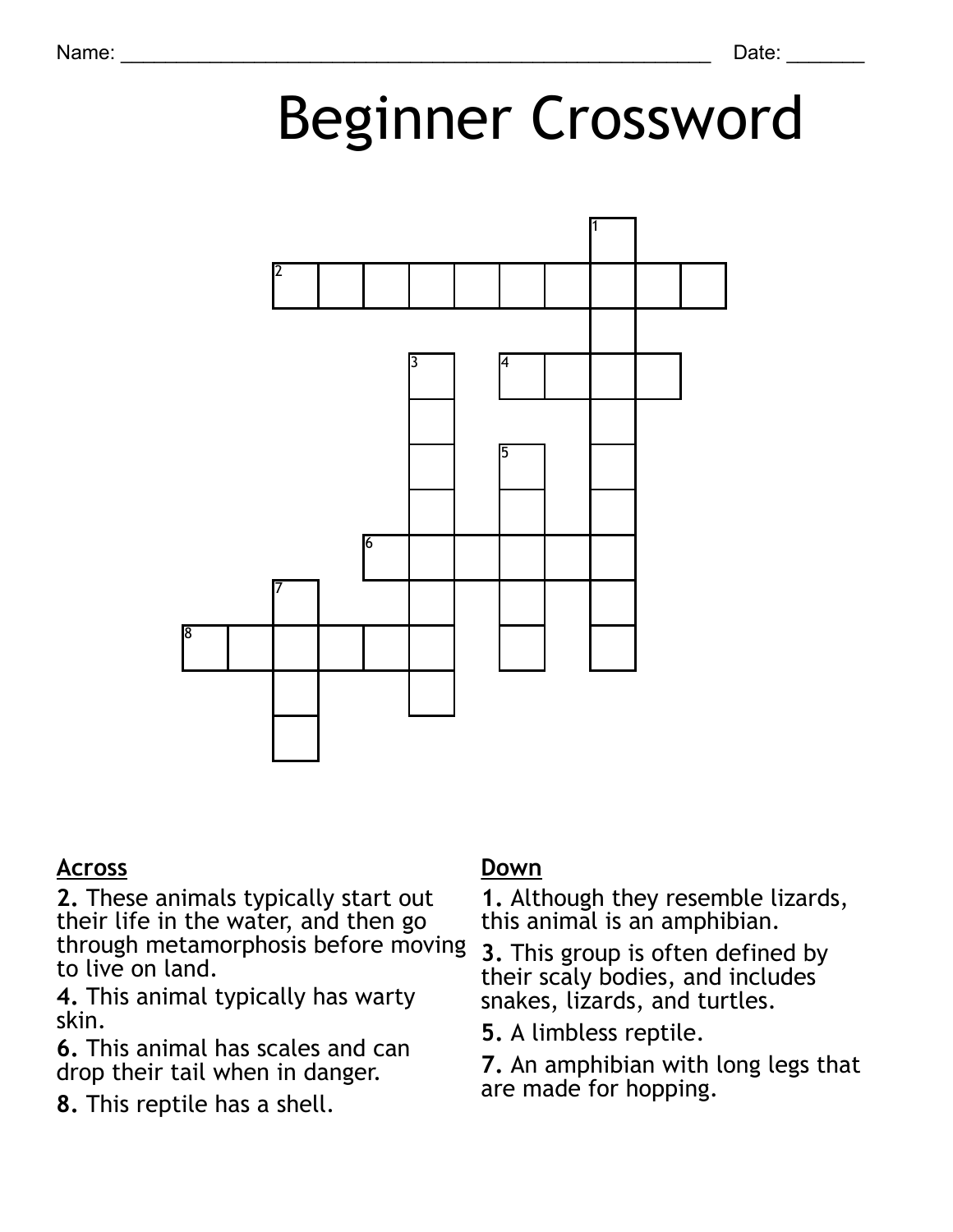Name: ______________________________________________________ Date: _______

# Beginner Crossword

## Across

**2.** These animals typically start out their life in the water, and then go through metamorphosis before moving to live on land.

**4.** This animal typically has warty skin.

**6.** This animal has scales and can drop their tail when in danger.

**8.** This reptile has a shell.

## Down

**1.** Although they resemble lizards, this animal is an amphibian.

**3.** This group is often defined by their scaly bodies, and includes snakes, lizards, and turtles.

**5.** A limbless reptile.

**7.** An amphibian with long legs that are made for hopping.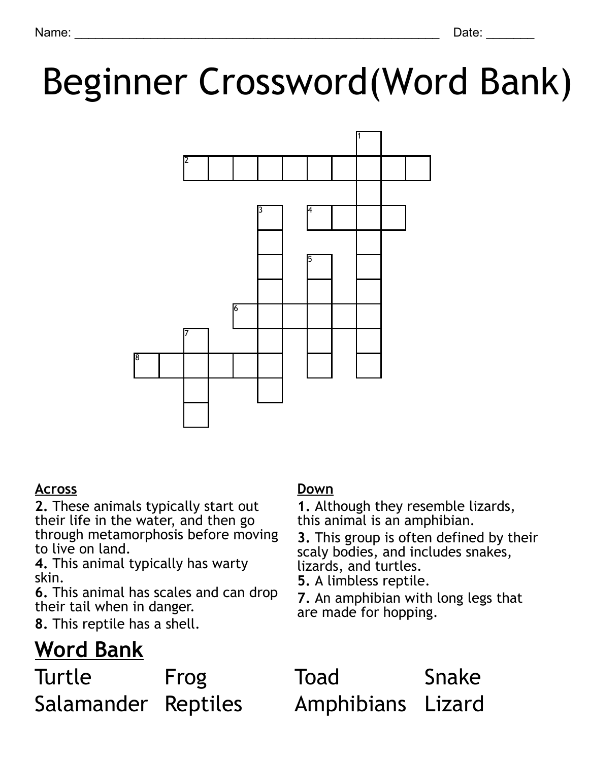Name: \_\_\_\_\_\_\_\_\_\_\_\_\_\_\_\_\_\_\_\_\_\_\_\_\_\_\_\_\_\_\_\_\_\_\_\_\_\_\_\_\_\_\_\_\_\_\_\_ Date: \_\_\_\_\_\_\_

# Beginner Crossword(Word Bank)

1
2
3
4
5
6
7
8

## Across

**2.** These animals typically start out their life in the water, and then go through metamorphosis before moving to live on land.

**4.** This animal typically has warty skin.

**6.** This animal has scales and can drop their tail when in danger.

**8.** This reptile has a shell.

## Down

**1.** Although they resemble lizards, this animal is an amphibian.

**3.** This group is often defined by their scaly bodies, and includes snakes, lizards, and turtles.

**5.** A limbless reptile.

**7.** An amphibian with long legs that are made for hopping.

## Word Bank

| | | | |
|---|---|---|---|
| Turtle | Frog | Toad | Snake |
| Salamander | Reptiles | Amphibians | Lizard |